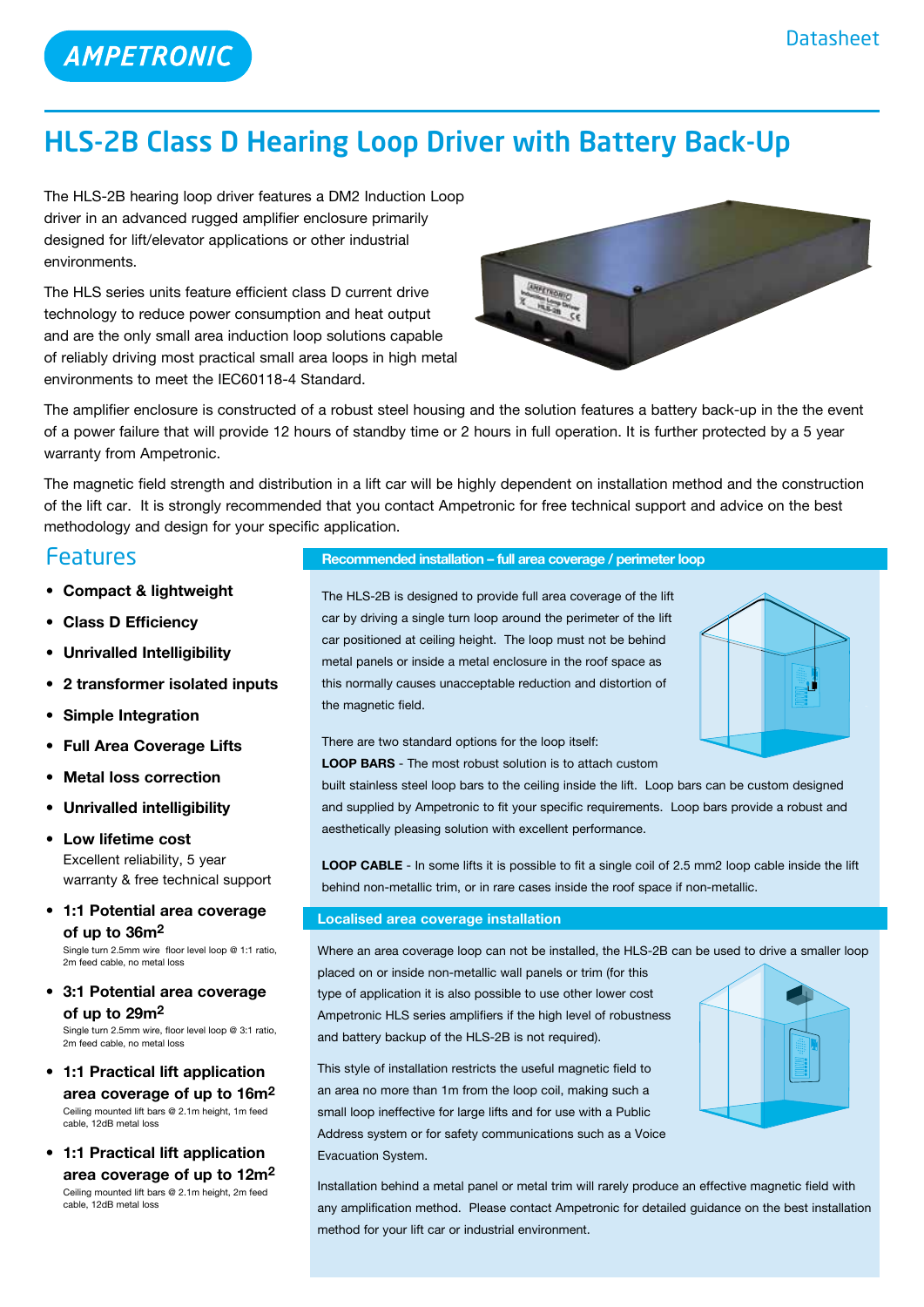AMPETRONIC

Datasheet

# HLS-2B Class D Hearing Loop Driver with Battery Back-Up

The HLS-2B hearing loop driver features a DM2 Induction Loop driver in an advanced rugged amplifier enclosure primarily designed for lift/elevator applications or other industrial environments.

The HLS series units feature efficient class D current drive technology to reduce power consumption and heat output and are the only small area induction loop solutions capable of reliably driving most practical small area loops in high metal environments to meet the IEC60118-4 Standard.

The amplifier enclosure is constructed of a robust steel housing and the solution features a battery back-up in the the event of a power failure that will provide 12 hours of standby time or 2 hours in full operation. It is further protected by a 5 year warranty from Ampetronic.

The magnetic field strength and distribution in a lift car will be highly dependent on installation method and the construction of the lift car. It is strongly recommended that you contact Ampetronic for free technical support and advice on the best methodology and design for your specific application.

## Features

- **Compact & lightweight**
- **Class D Efficiency**
- **Unrivalled Intelligibility**
- **2 transformer isolated inputs**
- **Simple Integration**
- **Full Area Coverage Lifts**
- **Metal loss correction**
- **Unrivalled intelligibility**
- **Low lifetime cost**
  Excellent reliability, 5 year warranty & free technical support
- **1:1 Potential area coverage of up to 36m$^2$**
  Single turn 2.5mm wire floor level loop @ 1:1 ratio, 2m feed cable, no metal loss
- **3:1 Potential area coverage of up to 29m$^2$**
  Single turn 2.5mm wire, floor level loop @ 3:1 ratio, 2m feed cable, no metal loss
- **1:1 Practical lift application area coverage of up to 16m$^2$**
  Ceiling mounted lift bars @ 2.1m height, 1m feed cable, 12dB metal loss
- **1:1 Practical lift application area coverage of up to 12m$^2$**
  Ceiling mounted lift bars @ 2.1m height, 2m feed cable, 12dB metal loss

### Recommended installation – full area coverage / perimeter loop

The HLS-2B is designed to provide full area coverage of the lift car by driving a single turn loop around the perimeter of the lift car positioned at ceiling height. The loop must not be behind metal panels or inside a metal enclosure in the roof space as this normally causes unacceptable reduction and distortion of the magnetic field.

There are two standard options for the loop itself:

**LOOP BARS** - The most robust solution is to attach custom built stainless steel loop bars to the ceiling inside the lift. Loop bars can be custom designed and supplied by Ampetronic to fit your specific requirements. Loop bars provide a robust and aesthetically pleasing solution with excellent performance.

**LOOP CABLE** - In some lifts it is possible to fit a single coil of 2.5 mm2 loop cable inside the lift behind non-metallic trim, or in rare cases inside the roof space if non-metallic.

### Localised area coverage installation

Where an area coverage loop can not be installed, the HLS-2B can be used to drive a smaller loop placed on or inside non-metallic wall panels or trim (for this type of application it is also possible to use other lower cost Ampetronic HLS series amplifiers if the high level of robustness and battery backup of the HLS-2B is not required).

This style of installation restricts the useful magnetic field to an area no more than 1m from the loop coil, making such a small loop ineffective for large lifts and for use with a Public Address system or for safety communications such as a Voice Evacuation System.

Installation behind a metal panel or metal trim will rarely produce an effective magnetic field with any amplification method. Please contact Ampetronic for detailed guidance on the best installation method for your lift car or industrial environment.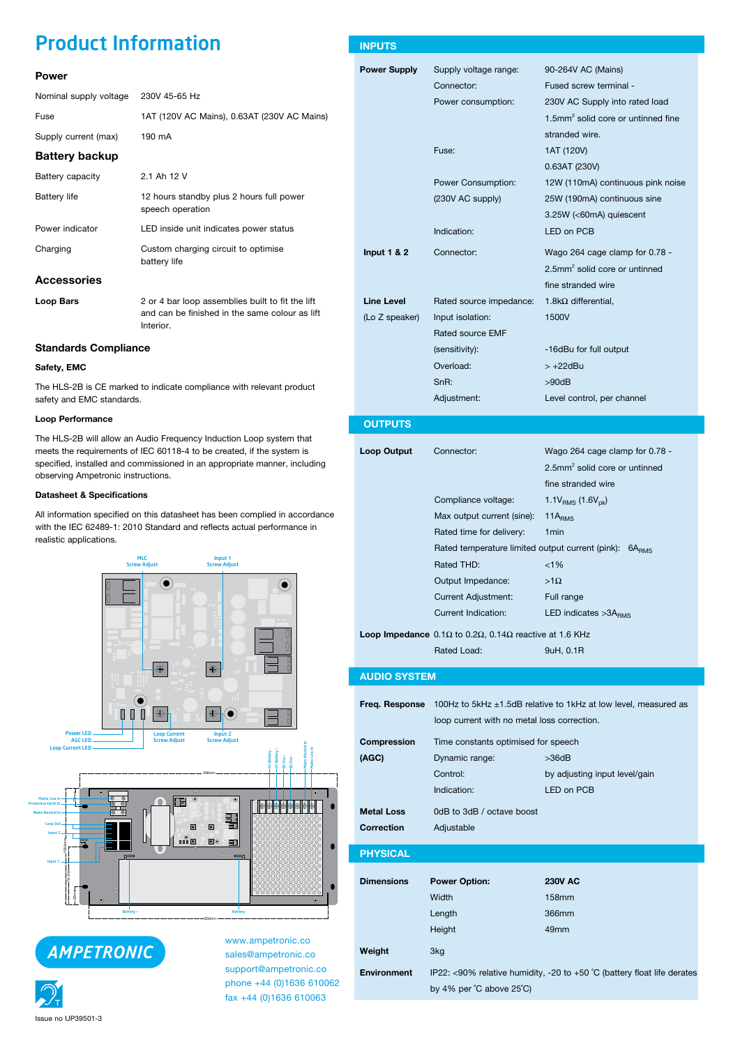# Product Information

## Power

| | |
|---|---|
| Nominal supply voltage | 230V 45-65 Hz |
| Fuse | 1AT (120V AC Mains), 0.63AT (230V AC Mains) |
| Supply current (max) | 190 mA |

## Battery backup

| | |
|---|---|
| Battery capacity | 2.1 Ah 12 V |
| Battery life | 12 hours standby plus 2 hours full power speech operation |
| Power indicator | LED inside unit indicates power status |
| Charging | Custom charging circuit to optimise battery life |

## Accessories

| | |
|---|---|
| **Loop Bars** | 2 or 4 bar loop assemblies built to fit the lift and can be finished in the same colour as lift Interior. |

### Standards Compliance

**Safety, EMC**

The HLS-2B is CE marked to indicate compliance with relevant product safety and EMC standards.

**Loop Performance**

The HLS-2B will allow an Audio Frequency Induction Loop system that meets the requirements of IEC 60118-4 to be created, if the system is specified, installed and commissioned in an appropriate manner, including observing Ampetronic instructions.

**Datasheet & Specifications**

All information specified on this datasheet has been complied in accordance with the IEC 62489-1: 2010 Standard and reflects actual performance in realistic applications.

MLC Screw Adjust
Input 1 Screw Adjust
Power LED
AGC LED
Loop Current LED
Loop Current Screw Adjust
Input 2 Screw Adjust

Mains Live In
Protective Earth In
Mains Neutral In
Loop Out
Input 2
Input 1
DC Battery +
DC Battery -
DC Out +
DC Out -
Mains Neutral In
Mains Live In
366mm
326mm
Battery +
Battery -

## INPUTS

| | | |
|---|---|---|
| **Power Supply** | Supply voltage range: | 90-264V AC (Mains) |
| | Connector: | Fused screw terminal - |
| | Power consumption: | 230V AC Supply into rated load |
| | | 1.5mm² solid core or untinned fine stranded wire. |
| | Fuse: | 1AT (120V) |
| | | 0.63AT (230V) |
| | Power Consumption: | 12W (110mA) continuous pink noise |
| | (230V AC supply) | 25W (190mA) continuous sine |
| | | 3.25W (<60mA) quiescent |
| | Indication: | LED on PCB |
| **Input 1 & 2** | Connector: | Wago 264 cage clamp for 0.78 - 2.5mm² solid core or untinned fine stranded wire |
| **Line Level** | Rated source impedance: | 1.8kΩ differential, |
| (Lo Z speaker) | Input isolation: | 1500V |
| | Rated source EMF | |
| | (sensitivity): | -16dBu for full output |
| | Overload: | > +22dBu |
| | SnR: | >90dB |
| | Adjustment: | Level control, per channel |

## OUTPUTS

| | | |
|---|---|---|
| **Loop Output** | Connector: | Wago 264 cage clamp for 0.78 - 2.5mm² solid core or untinned fine stranded wire |
| | Compliance voltage: | $1.1V_{RMS}$ ($1.6V_{pk}$) |
| | Max output current (sine): | $11A_{RMS}$ |
| | Rated time for delivery: | 1min |
| | Rated temperature limited output current (pink): | $6A_{RMS}$ |
| | Rated THD: | <1% |
| | Output Impedance: | >1Ω |
| | Current Adjustment: | Full range |
| | Current Indication: | LED indicates $>3A_{RMS}$ |
| **Loop Impedance** | 0.1Ω to 0.2Ω, 0.14Ω reactive at 1.6 KHz | |
| | Rated Load: | 9uH, 0.1R |

## AUDIO SYSTEM

| | | |
|---|---|---|
| **Freq. Response** | 100Hz to 5kHz ±1.5dB relative to 1kHz at low level, measured as loop current with no metal loss correction. | |
| **Compression (AGC)** | Time constants optimised for speech | |
| | Dynamic range: | >36dB |
| | Control: | by adjusting input level/gain |
| | Indication: | LED on PCB |
| **Metal Loss Correction** | 0dB to 3dB / octave boost | |
| | Adjustable | |

## PHYSICAL

| | | |
|---|---|---|
| **Dimensions** | **Power Option:** | **230V AC** |
| | Width | 158mm |
| | Length | 366mm |
| | Height | 49mm |
| **Weight** | 3kg | |
| **Environment** | IP22: <90% relative humidity, -20 to +50 °C (battery float life derates by 4% per °C above 25°C) | |

AMPETRONIC

www.ampetronic.co
sales@ampetronic.co
support@ampetronic.co
phone +44 (0)1636 610062
fax +44 (0)1636 610063

Issue no UP39501-3